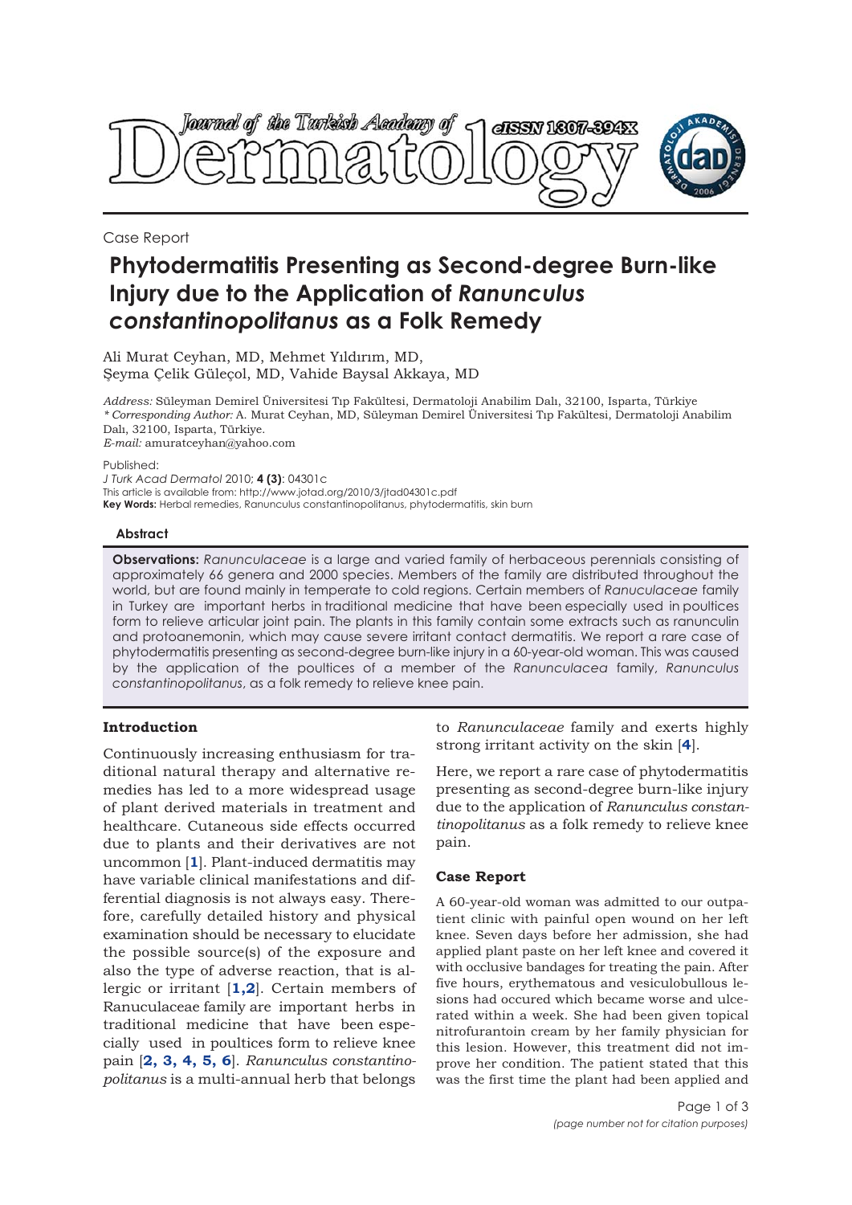Case Report

# Phytodermatitis Presenting as Second-degree Burn-like Injury due to the Application of *Ranunculus constantinopolitanus* as a Folk Remedy

Ali Murat Ceyhan, MD, Mehmet Yıldırım, MD,
Şeyma Çelik Güleçol, MD, Vahide Baysal Akkaya, MD

*Address:* Süleyman Demirel Üniversitesi Tıp Fakültesi, Dermatoloji Anabilim Dalı, 32100, Isparta, Türkiye
*\* Corresponding Author:* A. Murat Ceyhan, MD, Süleyman Demirel Üniversitesi Tıp Fakültesi, Dermatoloji Anabilim Dalı, 32100, Isparta, Türkiye.
*E-mail:* amuratceyhan@yahoo.com

Published:
*J Turk Acad Dermatol* 2010; **4 (3)**: 04301c
This article is available from: http://www.jotad.org/2010/3/jtad04301c.pdf
**Key Words:** Herbal remedies, Ranunculus constantinopolitanus, phytodermatitis, skin burn

### Abstract

**Observations:** *Ranunculaceae* is a large and varied family of herbaceous perennials consisting of approximately 66 genera and 2000 species. Members of the family are distributed throughout the world, but are found mainly in temperate to cold regions. Certain members of *Ranuculaceae* family in Turkey are important herbs in traditional medicine that have been especially used in poultices form to relieve articular joint pain. The plants in this family contain some extracts such as ranunculin and protoanemonin, which may cause severe irritant contact dermatitis. We report a rare case of phytodermatitis presenting as second-degree burn-like injury in a 60-year-old woman. This was caused by the application of the poultices of a member of the *Ranunculacea* family, *Ranunculus constantinopolitanus*, as a folk remedy to relieve knee pain.

## Introduction

Continuously increasing enthusiasm for traditional natural therapy and alternative remedies has led to a more widespread usage of plant derived materials in treatment and healthcare. Cutaneous side effects occurred due to plants and their derivatives are not uncommon [1]. Plant-induced dermatitis may have variable clinical manifestations and differential diagnosis is not always easy. Therefore, carefully detailed history and physical examination should be necessary to elucidate the possible source(s) of the exposure and also the type of adverse reaction, that is allergic or irritant [1,2]. Certain members of Ranuculaceae family are important herbs in traditional medicine that have been especially used in poultices form to relieve knee pain [2, 3, 4, 5, 6]. *Ranunculus constantinopolitanus* is a multi-annual herb that belongs to *Ranunculaceae* family and exerts highly strong irritant activity on the skin [4].

Here, we report a rare case of phytodermatitis presenting as second-degree burn-like injury due to the application of *Ranunculus constantinopolitanus* as a folk remedy to relieve knee pain.

## Case Report

A 60-year-old woman was admitted to our outpatient clinic with painful open wound on her left knee. Seven days before her admission, she had applied plant paste on her left knee and covered it with occlusive bandages for treating the pain. After five hours, erythematous and vesiculobullous lesions had occured which became worse and ulcerated within a week. She had been given topical nitrofurantoin cream by her family physician for this lesion. However, this treatment did not improve her condition. The patient stated that this was the first time the plant had been applied and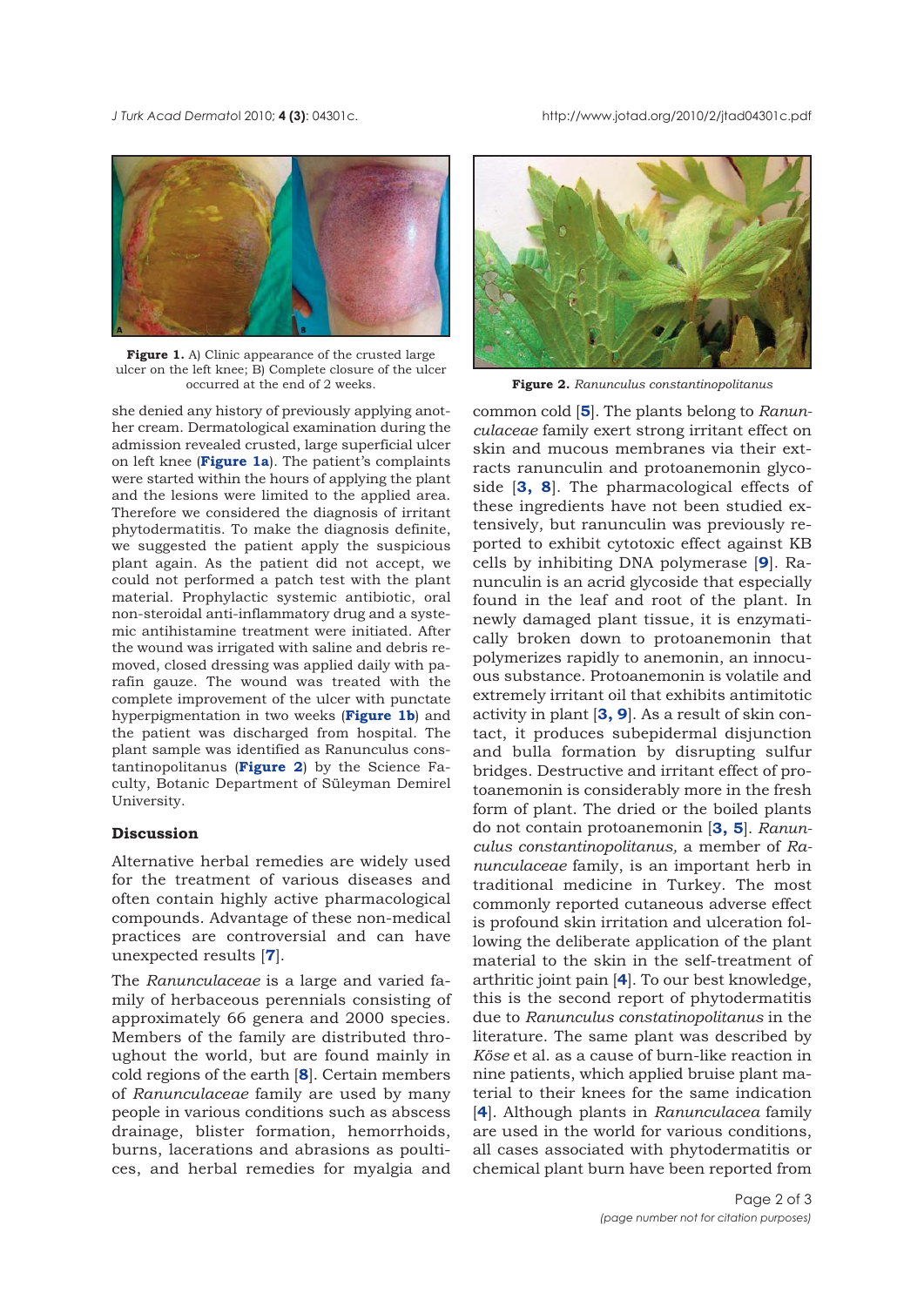Figure 1. A) Clinic appearance of the crusted large ulcer on the left knee; B) Complete closure of the ulcer occurred at the end of 2 weeks.

Figure 2. *Ranunculus constantinopolitanus*

she denied any history of previously applying another cream. Dermatological examination during the admission revealed crusted, large superficial ulcer on left knee (**Figure 1a**). The patient's complaints were started within the hours of applying the plant and the lesions were limited to the applied area. Therefore we considered the diagnosis of irritant phytodermatitis. To make the diagnosis definite, we suggested the patient apply the suspicious plant again. As the patient did not accept, we could not performed a patch test with the plant material. Prophylactic systemic antibiotic, oral non-steroidal anti-inflammatory drug and a systemic antihistamine treatment were initiated. After the wound was irrigated with saline and debris removed, closed dressing was applied daily with parafin gauze. The wound was treated with the complete improvement of the ulcer with punctate hyperpigmentation in two weeks (**Figure 1b**) and the patient was discharged from hospital. The plant sample was identified as Ranunculus constantinopolitanus (**Figure 2**) by the Science Faculty, Botanic Department of Süleyman Demirel University.

## Discussion

Alternative herbal remedies are widely used for the treatment of various diseases and often contain highly active pharmacological compounds. Advantage of these non-medical practices are controversial and can have unexpected results [**7**].

The *Ranunculaceae* is a large and varied family of herbaceous perennials consisting of approximately 66 genera and 2000 species. Members of the family are distributed throughout the world, but are found mainly in cold regions of the earth [**8**]. Certain members of *Ranunculaceae* family are used by many people in various conditions such as abscess drainage, blister formation, hemorrhoids, burns, lacerations and abrasions as poultices, and herbal remedies for myalgia and common cold [**5**]. The plants belong to *Ranunculaceae* family exert strong irritant effect on skin and mucous membranes via their extracts ranunculin and protoanemonin glycoside [**3, 8**]. The pharmacological effects of these ingredients have not been studied extensively, but ranunculin was previously reported to exhibit cytotoxic effect against KB cells by inhibiting DNA polymerase [**9**]. Ranunculin is an acrid glycoside that especially found in the leaf and root of the plant. In newly damaged plant tissue, it is enzymatically broken down to protoanemonin that polymerizes rapidly to anemonin, an innocuous substance. Protoanemonin is volatile and extremely irritant oil that exhibits antimitotic activity in plant [**3, 9**]. As a result of skin contact, it produces subepidermal disjunction and bulla formation by disrupting sulfur bridges. Destructive and irritant effect of protoanemonin is considerably more in the fresh form of plant. The dried or the boiled plants do not contain protoanemonin [**3, 5**]. *Ranunculus constantinopolitanus,* a member of *Ranunculaceae* family, is an important herb in traditional medicine in Turkey. The most commonly reported cutaneous adverse effect is profound skin irritation and ulceration following the deliberate application of the plant material to the skin in the self-treatment of arthritic joint pain [**4**]. To our best knowledge, this is the second report of phytodermatitis due to *Ranunculus constatinopolitanus* in the literature. The same plant was described by *Köse* et al. as a cause of burn-like reaction in nine patients, which applied bruise plant material to their knees for the same indication [**4**]. Although plants in *Ranunculacea* family are used in the world for various conditions, all cases associated with phytodermatitis or chemical plant burn have been reported from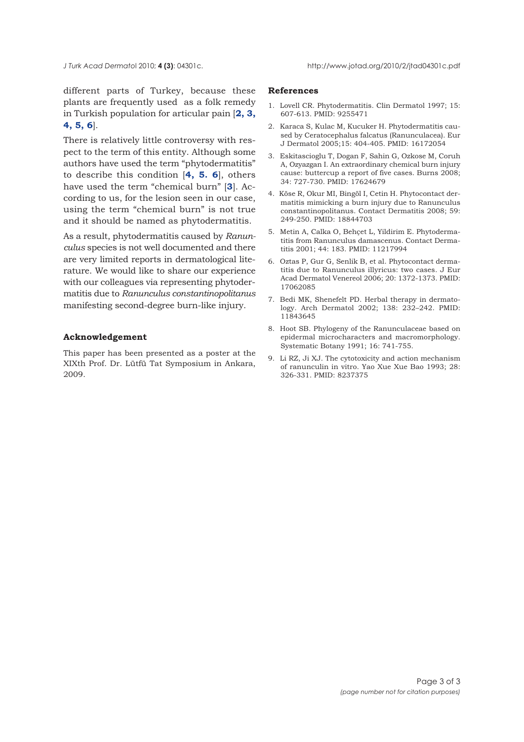different parts of Turkey, because these plants are frequently used as a folk remedy in Turkish population for articular pain [**2, 3, 4, 5, 6**].

There is relatively little controversy with respect to the term of this entity. Although some authors have used the term "phytodermatitis" to describe this condition [**4, 5. 6**], others have used the term "chemical burn" [**3**]. According to us, for the lesion seen in our case, using the term "chemical burn" is not true and it should be named as phytodermatitis.

As a result, phytodermatitis caused by *Ranunculus* species is not well documented and there are very limited reports in dermatological literature. We would like to share our experience with our colleagues via representing phytodermatitis due to *Ranunculus constantinopolitanus* manifesting second-degree burn-like injury.

## Acknowledgement

This paper has been presented as a poster at the XIXth Prof. Dr. Lütfü Tat Symposium in Ankara, 2009.

## References

1. Lovell CR. Phytodermatitis. Clin Dermatol 1997; 15: 607-613. PMID: 9255471
2. Karaca S, Kulac M, Kucuker H. Phytodermatitis caused by Ceratocephalus falcatus (Ranunculacea). Eur J Dermatol 2005;15: 404-405. PMID: 16172054
3. Eskitascioglu T, Dogan F, Sahin G, Ozkose M, Coruh A, Ozyazgan I. An extraordinary chemical burn injury cause: buttercup a report of five cases. Burns 2008; 34: 727-730. PMID: 17624679
4. Köse R, Okur MI, Bingöl I, Cetin H. Phytocontact dermatitis mimicking a burn injury due to Ranunculus constantinopolitanus. Contact Dermatitis 2008; 59: 249-250. PMID: 18844703
5. Metin A, Calka O, Behçet L, Yildirim E. Phytodermatitis from Ranunculus damascenus. Contact Dermatitis 2001; 44: 183. PMID: 11217994
6. Oztas P, Gur G, Senlik B, et al. Phytocontact dermatitis due to Ranunculus illyricus: two cases. J Eur Acad Dermatol Venereol 2006; 20: 1372-1373. PMID: 17062085
7. Bedi MK, Shenefelt PD. Herbal therapy in dermatology. Arch Dermatol 2002; 138: 232–242. PMID: 11843645
8. Hoot SB. Phylogeny of the Ranunculaceae based on epidermal microcharacters and macromorphology. Systematic Botany 1991; 16: 741-755.
9. Li RZ, Ji XJ. The cytotoxicity and action mechanism of ranunculin in vitro. Yao Xue Xue Bao 1993; 28: 326-331. PMID: 8237375